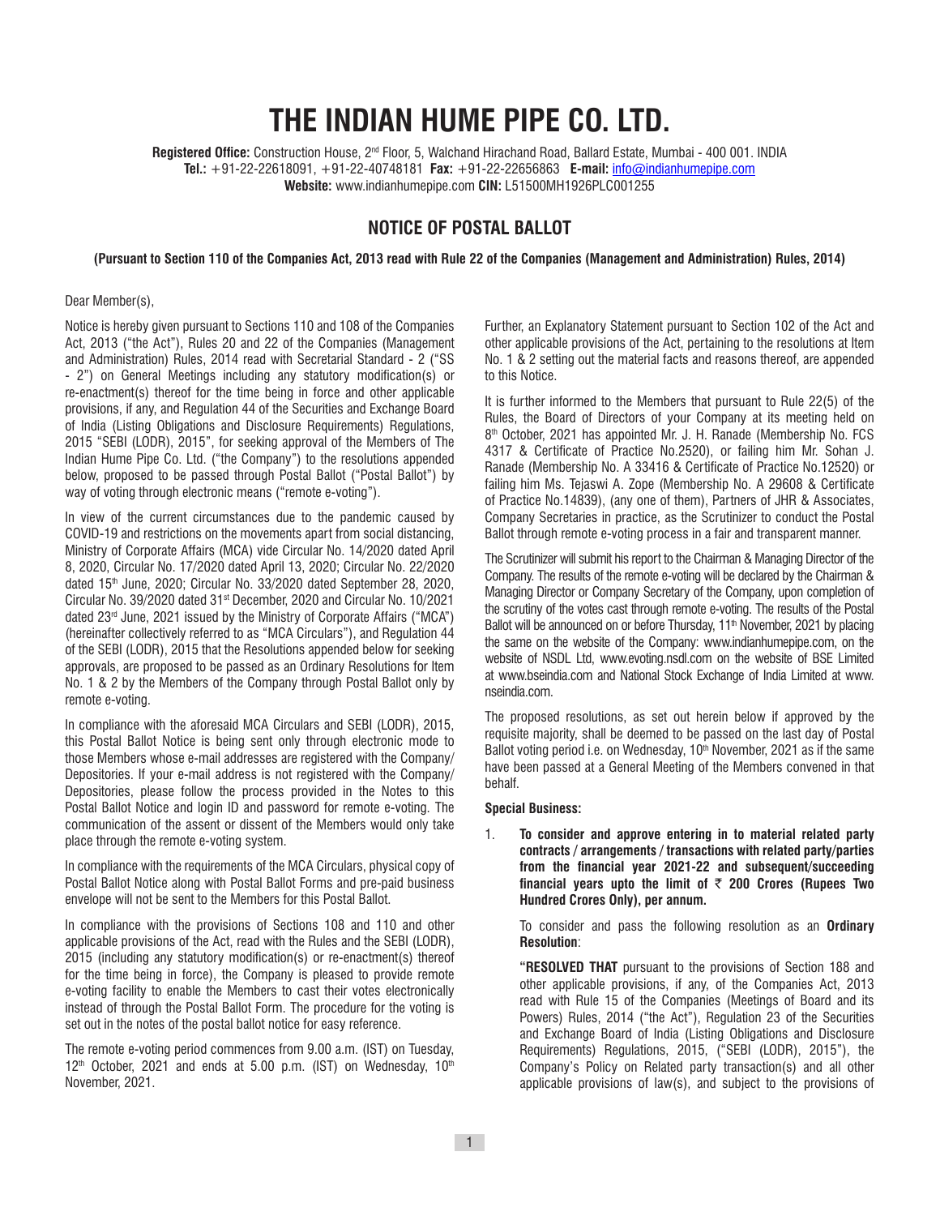# THE INDIAN HUME PIPE CO. LTD.

**Registered Office:** Construction House, 2nd Floor, 5, Walchand Hirachand Road, Ballard Estate, Mumbai - 400 001. INDIA
**Tel.:** +91-22-22618091, +91-22-40748181 **Fax:** +91-22-22656863 **E-mail:** info@indianhumepipe.com
**Website:** www.indianhumepipe.com **CIN:** L51500MH1926PLC001255

## NOTICE OF POSTAL BALLOT

**(Pursuant to Section 110 of the Companies Act, 2013 read with Rule 22 of the Companies (Management and Administration) Rules, 2014)**

Dear Member(s),

Notice is hereby given pursuant to Sections 110 and 108 of the Companies Act, 2013 ("the Act"), Rules 20 and 22 of the Companies (Management and Administration) Rules, 2014 read with Secretarial Standard - 2 ("SS - 2") on General Meetings including any statutory modification(s) or re-enactment(s) thereof for the time being in force and other applicable provisions, if any, and Regulation 44 of the Securities and Exchange Board of India (Listing Obligations and Disclosure Requirements) Regulations, 2015 "SEBI (LODR), 2015", for seeking approval of the Members of The Indian Hume Pipe Co. Ltd. ("the Company") to the resolutions appended below, proposed to be passed through Postal Ballot ("Postal Ballot") by way of voting through electronic means ("remote e-voting").

In view of the current circumstances due to the pandemic caused by COVID-19 and restrictions on the movements apart from social distancing, Ministry of Corporate Affairs (MCA) vide Circular No. 14/2020 dated April 8, 2020, Circular No. 17/2020 dated April 13, 2020; Circular No. 22/2020 dated 15th June, 2020; Circular No. 33/2020 dated September 28, 2020, Circular No. 39/2020 dated 31st December, 2020 and Circular No. 10/2021 dated 23rd June, 2021 issued by the Ministry of Corporate Affairs ("MCA") (hereinafter collectively referred to as "MCA Circulars"), and Regulation 44 of the SEBI (LODR), 2015 that the Resolutions appended below for seeking approvals, are proposed to be passed as an Ordinary Resolutions for Item No. 1 & 2 by the Members of the Company through Postal Ballot only by remote e-voting.

In compliance with the aforesaid MCA Circulars and SEBI (LODR), 2015, this Postal Ballot Notice is being sent only through electronic mode to those Members whose e-mail addresses are registered with the Company/ Depositories. If your e-mail address is not registered with the Company/ Depositories, please follow the process provided in the Notes to this Postal Ballot Notice and login ID and password for remote e-voting. The communication of the assent or dissent of the Members would only take place through the remote e-voting system.

In compliance with the requirements of the MCA Circulars, physical copy of Postal Ballot Notice along with Postal Ballot Forms and pre-paid business envelope will not be sent to the Members for this Postal Ballot.

In compliance with the provisions of Sections 108 and 110 and other applicable provisions of the Act, read with the Rules and the SEBI (LODR), 2015 (including any statutory modification(s) or re-enactment(s) thereof for the time being in force), the Company is pleased to provide remote e-voting facility to enable the Members to cast their votes electronically instead of through the Postal Ballot Form. The procedure for the voting is set out in the notes of the postal ballot notice for easy reference.

The remote e-voting period commences from 9.00 a.m. (IST) on Tuesday, 12th October, 2021 and ends at 5.00 p.m. (IST) on Wednesday, 10th November, 2021.

Further, an Explanatory Statement pursuant to Section 102 of the Act and other applicable provisions of the Act, pertaining to the resolutions at Item No. 1 & 2 setting out the material facts and reasons thereof, are appended to this Notice.

It is further informed to the Members that pursuant to Rule 22(5) of the Rules, the Board of Directors of your Company at its meeting held on 8th October, 2021 has appointed Mr. J. H. Ranade (Membership No. FCS 4317 & Certificate of Practice No.2520), or failing him Mr. Sohan J. Ranade (Membership No. A 33416 & Certificate of Practice No.12520) or failing him Ms. Tejaswi A. Zope (Membership No. A 29608 & Certificate of Practice No.14839), (any one of them), Partners of JHR & Associates, Company Secretaries in practice, as the Scrutinizer to conduct the Postal Ballot through remote e-voting process in a fair and transparent manner.

The Scrutinizer will submit his report to the Chairman & Managing Director of the Company. The results of the remote e-voting will be declared by the Chairman & Managing Director or Company Secretary of the Company, upon completion of the scrutiny of the votes cast through remote e-voting. The results of the Postal Ballot will be announced on or before Thursday, 11th November, 2021 by placing the same on the website of the Company: www.indianhumepipe.com, on the website of NSDL Ltd, www.evoting.nsdl.com on the website of BSE Limited at www.bseindia.com and National Stock Exchange of India Limited at www.nseindia.com.

The proposed resolutions, as set out herein below if approved by the requisite majority, shall be deemed to be passed on the last day of Postal Ballot voting period i.e. on Wednesday, 10th November, 2021 as if the same have been passed at a General Meeting of the Members convened in that behalf.

**Special Business:**

1. **To consider and approve entering in to material related party contracts / arrangements / transactions with related party/parties from the financial year 2021-22 and subsequent/succeeding financial years upto the limit of ₹ 200 Crores (Rupees Two Hundred Crores Only), per annum.**

   To consider and pass the following resolution as an **Ordinary Resolution**:

   **"RESOLVED THAT** pursuant to the provisions of Section 188 and other applicable provisions, if any, of the Companies Act, 2013 read with Rule 15 of the Companies (Meetings of Board and its Powers) Rules, 2014 ("the Act"), Regulation 23 of the Securities and Exchange Board of India (Listing Obligations and Disclosure Requirements) Regulations, 2015, ("SEBI (LODR), 2015"), the Company's Policy on Related party transaction(s) and all other applicable provisions of law(s), and subject to the provisions of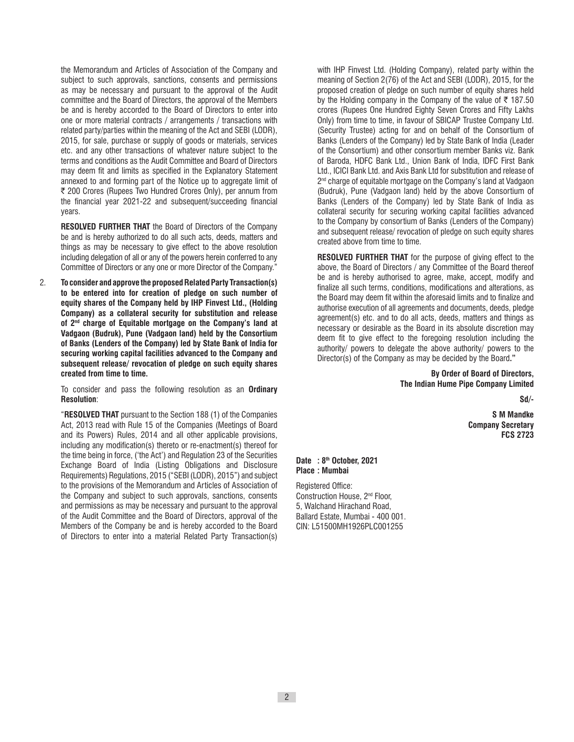the Memorandum and Articles of Association of the Company and subject to such approvals, sanctions, consents and permissions as may be necessary and pursuant to the approval of the Audit committee and the Board of Directors, the approval of the Members be and is hereby accorded to the Board of Directors to enter into one or more material contracts / arrangements / transactions with related party/parties within the meaning of the Act and SEBI (LODR), 2015, for sale, purchase or supply of goods or materials, services etc. and any other transactions of whatever nature subject to the terms and conditions as the Audit Committee and Board of Directors may deem fit and limits as specified in the Explanatory Statement annexed to and forming part of the Notice up to aggregate limit of ₹ 200 Crores (Rupees Two Hundred Crores Only), per annum from the financial year 2021-22 and subsequent/succeeding financial years.

**RESOLVED FURTHER THAT** the Board of Directors of the Company be and is hereby authorized to do all such acts, deeds, matters and things as may be necessary to give effect to the above resolution including delegation of all or any of the powers herein conferred to any Committee of Directors or any one or more Director of the Company."

2. **To consider and approve the proposed Related Party Transaction(s) to be entered into for creation of pledge on such number of equity shares of the Company held by IHP Finvest Ltd., (Holding Company) as a collateral security for substitution and release of 2nd charge of Equitable mortgage on the Company's land at Vadgaon (Budruk), Pune (Vadgaon land) held by the Consortium of Banks (Lenders of the Company) led by State Bank of India for securing working capital facilities advanced to the Company and subsequent release/ revocation of pledge on such equity shares created from time to time.**

   To consider and pass the following resolution as an **Ordinary Resolution**:

   "**RESOLVED THAT** pursuant to the Section 188 (1) of the Companies Act, 2013 read with Rule 15 of the Companies (Meetings of Board and its Powers) Rules, 2014 and all other applicable provisions, including any modification(s) thereto or re-enactment(s) thereof for the time being in force, ('the Act') and Regulation 23 of the Securities Exchange Board of India (Listing Obligations and Disclosure Requirements) Regulations, 2015 ("SEBI (LODR), 2015") and subject to the provisions of the Memorandum and Articles of Association of the Company and subject to such approvals, sanctions, consents and permissions as may be necessary and pursuant to the approval of the Audit Committee and the Board of Directors, approval of the Members of the Company be and is hereby accorded to the Board of Directors to enter into a material Related Party Transaction(s) with IHP Finvest Ltd. (Holding Company), related party within the meaning of Section 2(76) of the Act and SEBI (LODR), 2015, for the proposed creation of pledge on such number of equity shares held by the Holding company in the Company of the value of ₹ 187.50 crores (Rupees One Hundred Eighty Seven Crores and Fifty Lakhs Only) from time to time, in favour of SBICAP Trustee Company Ltd. (Security Trustee) acting for and on behalf of the Consortium of Banks (Lenders of the Company) led by State Bank of India (Leader of the Consortium) and other consortium member Banks viz. Bank of Baroda, HDFC Bank Ltd., Union Bank of India, IDFC First Bank Ltd., ICICI Bank Ltd. and Axis Bank Ltd for substitution and release of 2nd charge of equitable mortgage on the Company's land at Vadgaon (Budruk), Pune (Vadgaon land) held by the above Consortium of Banks (Lenders of the Company) led by State Bank of India as collateral security for securing working capital facilities advanced to the Company by consortium of Banks (Lenders of the Company) and subsequent release/ revocation of pledge on such equity shares created above from time to time.

   **RESOLVED FURTHER THAT** for the purpose of giving effect to the above, the Board of Directors / any Committee of the Board thereof be and is hereby authorised to agree, make, accept, modify and finalize all such terms, conditions, modifications and alterations, as the Board may deem fit within the aforesaid limits and to finalize and authorise execution of all agreements and documents, deeds, pledge agreement(s) etc. and to do all acts, deeds, matters and things as necessary or desirable as the Board in its absolute discretion may deem fit to give effect to the foregoing resolution including the authority/ powers to delegate the above authority/ powers to the Director(s) of the Company as may be decided by the Board**."**

**By Order of Board of Directors,**
**The Indian Hume Pipe Company Limited**

**Sd/-**

**S M Mandke**
**Company Secretary**
**FCS 2723**

**Date : 8th October, 2021**
**Place : Mumbai**

Registered Office:
Construction House, 2nd Floor,
5, Walchand Hirachand Road,
Ballard Estate, Mumbai - 400 001.
CIN: L51500MH1926PLC001255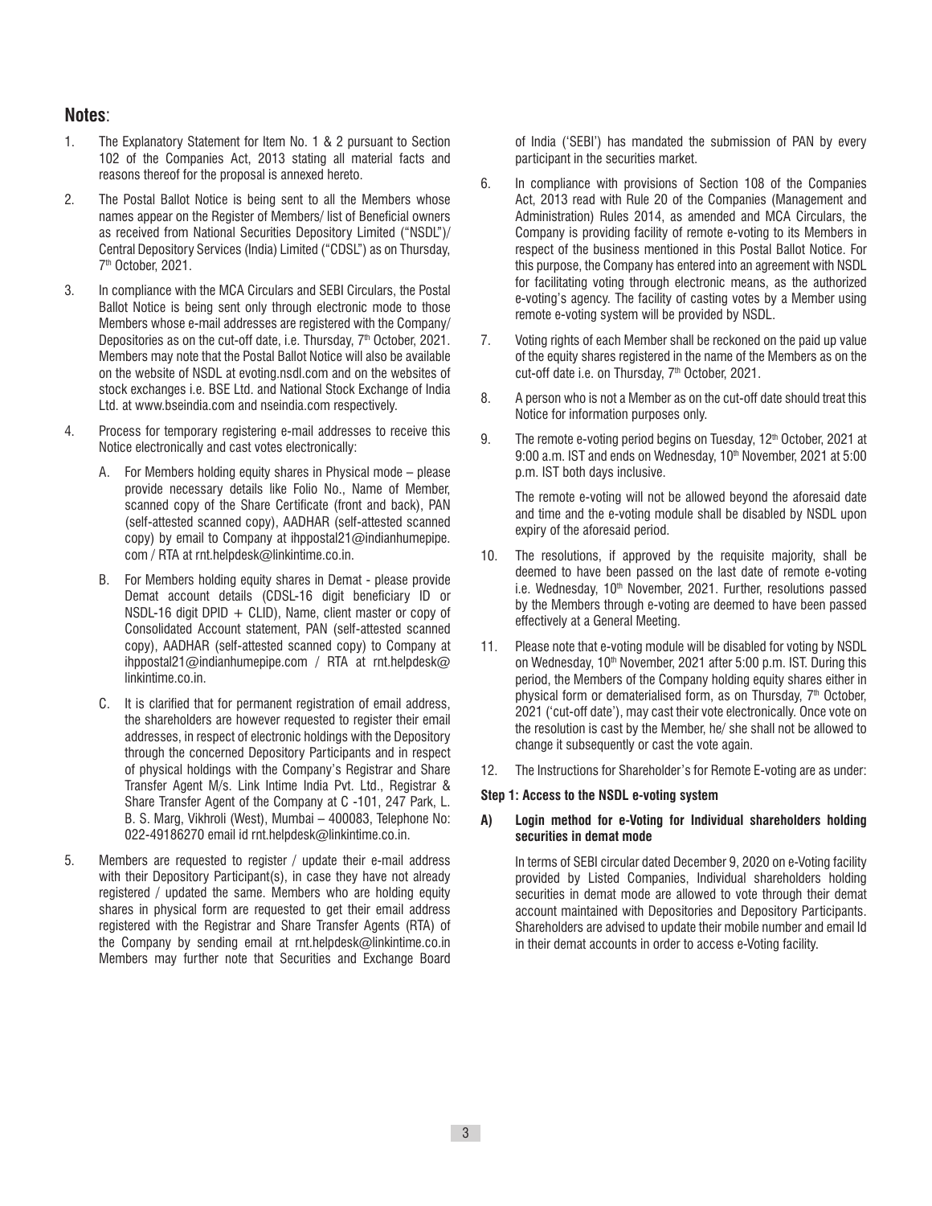## Notes:

1. The Explanatory Statement for Item No. 1 & 2 pursuant to Section 102 of the Companies Act, 2013 stating all material facts and reasons thereof for the proposal is annexed hereto.

2. The Postal Ballot Notice is being sent to all the Members whose names appear on the Register of Members/ list of Beneficial owners as received from National Securities Depository Limited ("NSDL")/ Central Depository Services (India) Limited ("CDSL") as on Thursday, 7th October, 2021.

3. In compliance with the MCA Circulars and SEBI Circulars, the Postal Ballot Notice is being sent only through electronic mode to those Members whose e-mail addresses are registered with the Company/ Depositories as on the cut-off date, i.e. Thursday, 7th October, 2021. Members may note that the Postal Ballot Notice will also be available on the website of NSDL at evoting.nsdl.com and on the websites of stock exchanges i.e. BSE Ltd. and National Stock Exchange of India Ltd. at www.bseindia.com and nseindia.com respectively.

4. Process for temporary registering e-mail addresses to receive this Notice electronically and cast votes electronically:

   A. For Members holding equity shares in Physical mode – please provide necessary details like Folio No., Name of Member, scanned copy of the Share Certificate (front and back), PAN (self-attested scanned copy), AADHAR (self-attested scanned copy) by email to Company at ihppostal21@indianhumepipe.com / RTA at rnt.helpdesk@linkintime.co.in.

   B. For Members holding equity shares in Demat - please provide Demat account details (CDSL-16 digit beneficiary ID or NSDL-16 digit DPID + CLID), Name, client master or copy of Consolidated Account statement, PAN (self-attested scanned copy), AADHAR (self-attested scanned copy) to Company at ihppostal21@indianhumepipe.com / RTA at rnt.helpdesk@linkintime.co.in.

   C. It is clarified that for permanent registration of email address, the shareholders are however requested to register their email addresses, in respect of electronic holdings with the Depository through the concerned Depository Participants and in respect of physical holdings with the Company's Registrar and Share Transfer Agent M/s. Link Intime India Pvt. Ltd., Registrar & Share Transfer Agent of the Company at C -101, 247 Park, L. B. S. Marg, Vikhroli (West), Mumbai – 400083, Telephone No: 022-49186270 email id rnt.helpdesk@linkintime.co.in.

5. Members are requested to register / update their e-mail address with their Depository Participant(s), in case they have not already registered / updated the same. Members who are holding equity shares in physical form are requested to get their email address registered with the Registrar and Share Transfer Agents (RTA) of the Company by sending email at rnt.helpdesk@linkintime.co.in Members may further note that Securities and Exchange Board of India ('SEBI') has mandated the submission of PAN by every participant in the securities market.

6. In compliance with provisions of Section 108 of the Companies Act, 2013 read with Rule 20 of the Companies (Management and Administration) Rules 2014, as amended and MCA Circulars, the Company is providing facility of remote e-voting to its Members in respect of the business mentioned in this Postal Ballot Notice. For this purpose, the Company has entered into an agreement with NSDL for facilitating voting through electronic means, as the authorized e-voting's agency. The facility of casting votes by a Member using remote e-voting system will be provided by NSDL.

7. Voting rights of each Member shall be reckoned on the paid up value of the equity shares registered in the name of the Members as on the cut-off date i.e. on Thursday, 7th October, 2021.

8. A person who is not a Member as on the cut-off date should treat this Notice for information purposes only.

9. The remote e-voting period begins on Tuesday, 12th October, 2021 at 9:00 a.m. IST and ends on Wednesday, 10th November, 2021 at 5:00 p.m. IST both days inclusive.

   The remote e-voting will not be allowed beyond the aforesaid date and time and the e-voting module shall be disabled by NSDL upon expiry of the aforesaid period.

10. The resolutions, if approved by the requisite majority, shall be deemed to have been passed on the last date of remote e-voting i.e. Wednesday, 10th November, 2021. Further, resolutions passed by the Members through e-voting are deemed to have been passed effectively at a General Meeting.

11. Please note that e-voting module will be disabled for voting by NSDL on Wednesday, 10th November, 2021 after 5:00 p.m. IST. During this period, the Members of the Company holding equity shares either in physical form or dematerialised form, as on Thursday, 7th October, 2021 ('cut-off date'), may cast their vote electronically. Once vote on the resolution is cast by the Member, he/ she shall not be allowed to change it subsequently or cast the vote again.

12. The Instructions for Shareholder's for Remote E-voting are as under:

**Step 1: Access to the NSDL e-voting system**

**A) Login method for e-Voting for Individual shareholders holding securities in demat mode**

In terms of SEBI circular dated December 9, 2020 on e-Voting facility provided by Listed Companies, Individual shareholders holding securities in demat mode are allowed to vote through their demat account maintained with Depositories and Depository Participants. Shareholders are advised to update their mobile number and email Id in their demat accounts in order to access e-Voting facility.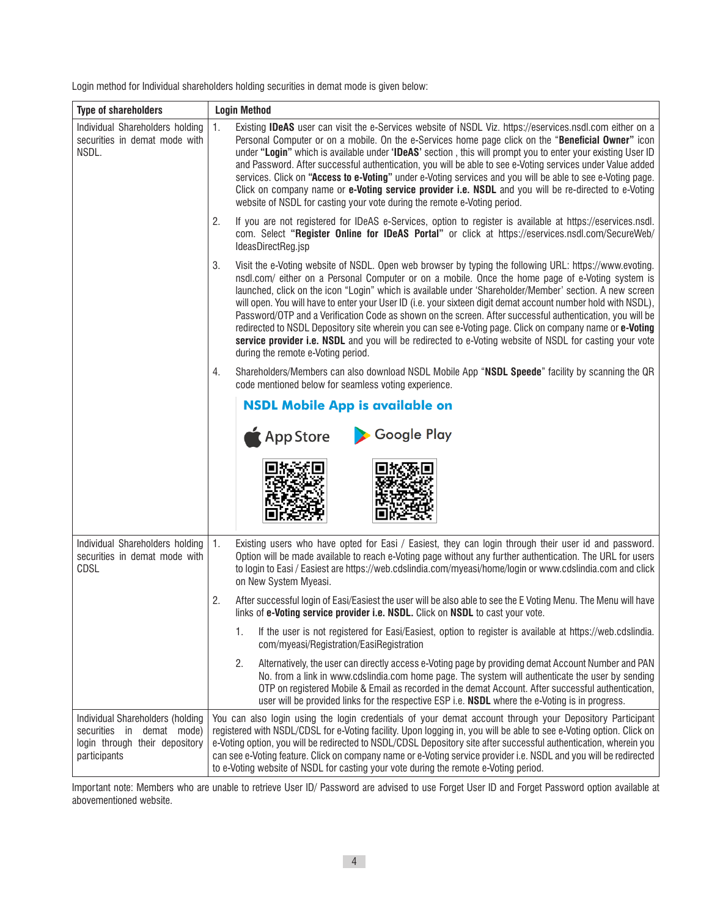Login method for Individual shareholders holding securities in demat mode is given below:

| Type of shareholders | Login Method |
|---|---|
| Individual Shareholders holding securities in demat mode with NSDL. | 1. Existing **IDeAS** user can visit the e-Services website of NSDL Viz. https://eservices.nsdl.com either on a Personal Computer or on a mobile. On the e-Services home page click on the "**Beneficial Owner**" icon under **"Login"** which is available under **'IDeAS'** section , this will prompt you to enter your existing User ID and Password. After successful authentication, you will be able to see e-Voting services under Value added services. Click on **"Access to e-Voting"** under e-Voting services and you will be able to see e-Voting page. Click on company name or **e-Voting service provider i.e. NSDL** and you will be re-directed to e-Voting website of NSDL for casting your vote during the remote e-Voting period.<br><br>2. If you are not registered for IDeAS e-Services, option to register is available at https://eservices.nsdl.com. Select **"Register Online for IDeAS Portal"** or click at https://eservices.nsdl.com/SecureWeb/IdeasDirectReg.jsp<br><br>3. Visit the e-Voting website of NSDL. Open web browser by typing the following URL: https://www.evoting.nsdl.com/ either on a Personal Computer or on a mobile. Once the home page of e-Voting system is launched, click on the icon "Login" which is available under 'Shareholder/Member' section. A new screen will open. You will have to enter your User ID (i.e. your sixteen digit demat account number hold with NSDL), Password/OTP and a Verification Code as shown on the screen. After successful authentication, you will be redirected to NSDL Depository site wherein you can see e-Voting page. Click on company name or **e-Voting service provider i.e. NSDL** and you will be redirected to e-Voting website of NSDL for casting your vote during the remote e-Voting period.<br><br>4. Shareholders/Members can also download NSDL Mobile App "**NSDL Speede**" facility by scanning the QR code mentioned below for seamless voting experience.<br><br>**NSDL Mobile App is available on**<br>App Store Google Play |
| Individual Shareholders holding securities in demat mode with CDSL | 1. Existing users who have opted for Easi / Easiest, they can login through their user id and password. Option will be made available to reach e-Voting page without any further authentication. The URL for users to login to Easi / Easiest are https://web.cdslindia.com/myeasi/home/login or www.cdslindia.com and click on New System Myeasi.<br><br>2. After successful login of Easi/Easiest the user will be also able to see the E Voting Menu. The Menu will have links of **e-Voting service provider i.e. NSDL.** Click on **NSDL** to cast your vote.<br><br>&nbsp;&nbsp;&nbsp;&nbsp;1. If the user is not registered for Easi/Easiest, option to register is available at https://web.cdslindia.com/myeasi/Registration/EasiRegistration<br><br>&nbsp;&nbsp;&nbsp;&nbsp;2. Alternatively, the user can directly access e-Voting page by providing demat Account Number and PAN No. from a link in www.cdslindia.com home page. The system will authenticate the user by sending OTP on registered Mobile & Email as recorded in the demat Account. After successful authentication, user will be provided links for the respective ESP i.e. **NSDL** where the e-Voting is in progress. |
| Individual Shareholders (holding securities in demat mode) login through their depository participants | You can also login using the login credentials of your demat account through your Depository Participant registered with NSDL/CDSL for e-Voting facility. Upon logging in, you will be able to see e-Voting option. Click on e-Voting option, you will be redirected to NSDL/CDSL Depository site after successful authentication, wherein you can see e-Voting feature. Click on company name or e-Voting service provider i.e. NSDL and you will be redirected to e-Voting website of NSDL for casting your vote during the remote e-Voting period. |

Important note: Members who are unable to retrieve User ID/ Password are advised to use Forget User ID and Forget Password option available at abovementioned website.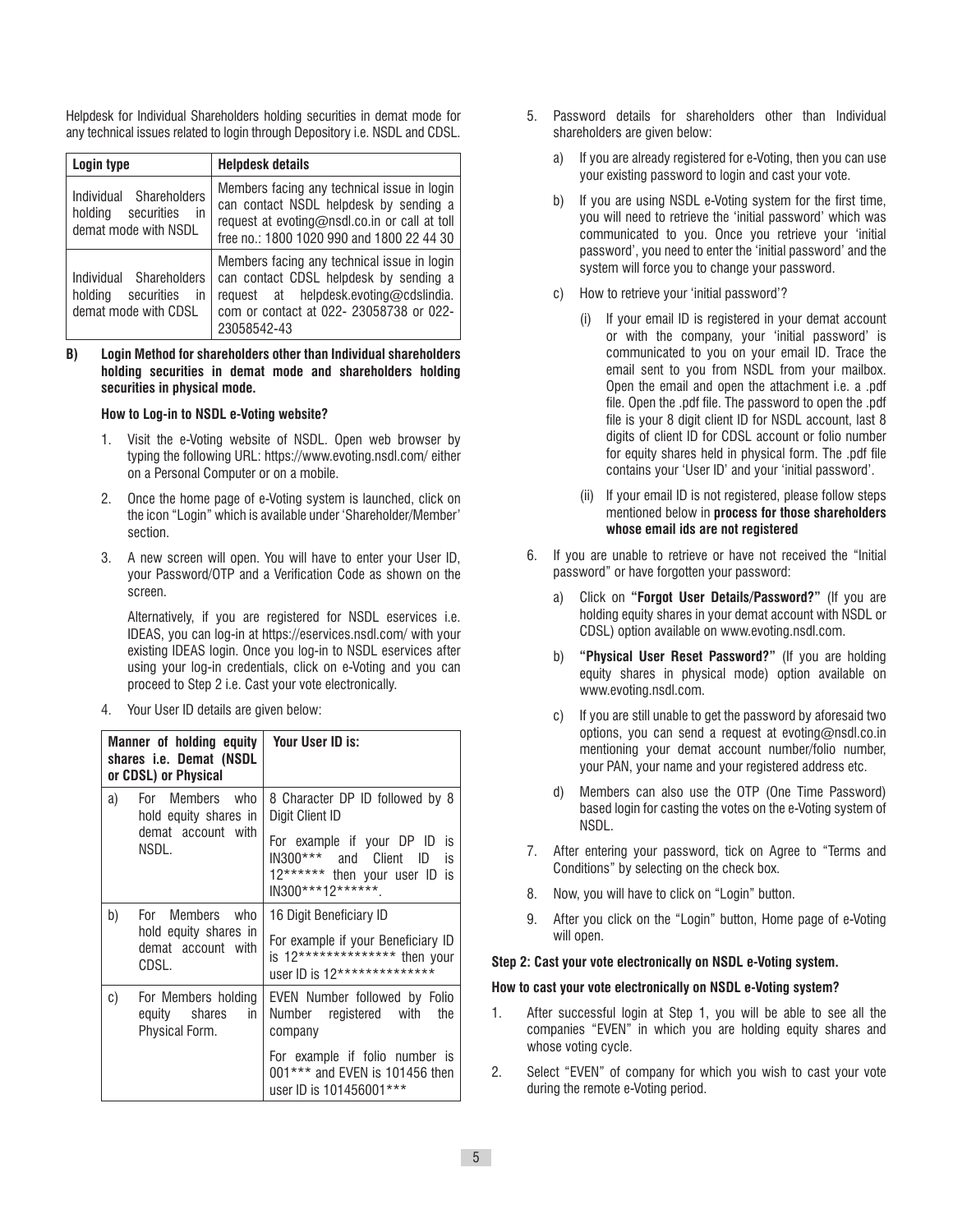Helpdesk for Individual Shareholders holding securities in demat mode for any technical issues related to login through Depository i.e. NSDL and CDSL.

| Login type | Helpdesk details |
|---|---|
| Individual Shareholders holding securities in demat mode with NSDL | Members facing any technical issue in login can contact NSDL helpdesk by sending a request at evoting@nsdl.co.in or call at toll free no.: 1800 1020 990 and 1800 22 44 30 |
| Individual Shareholders holding securities in demat mode with CDSL | Members facing any technical issue in login can contact CDSL helpdesk by sending a request at helpdesk.evoting@cdslindia.com or contact at 022- 23058738 or 022-23058542-43 |

**B) Login Method for shareholders other than Individual shareholders holding securities in demat mode and shareholders holding securities in physical mode.**

**How to Log-in to NSDL e-Voting website?**

1. Visit the e-Voting website of NSDL. Open web browser by typing the following URL: https://www.evoting.nsdl.com/ either on a Personal Computer or on a mobile.
2. Once the home page of e-Voting system is launched, click on the icon "Login" which is available under 'Shareholder/Member' section.
3. A new screen will open. You will have to enter your User ID, your Password/OTP and a Verification Code as shown on the screen.

   Alternatively, if you are registered for NSDL eservices i.e. IDEAS, you can log-in at https://eservices.nsdl.com/ with your existing IDEAS login. Once you log-in to NSDL eservices after using your log-in credentials, click on e-Voting and you can proceed to Step 2 i.e. Cast your vote electronically.
4. Your User ID details are given below:

| Manner of holding equity shares i.e. Demat (NSDL or CDSL) or Physical | Your User ID is: |
|---|---|
| a) For Members who hold equity shares in demat account with NSDL. | 8 Character DP ID followed by 8 Digit Client ID<br>For example if your DP ID is IN300*** and Client ID is 12****** then your user ID is IN300***12******. |
| b) For Members who hold equity shares in demat account with CDSL. | 16 Digit Beneficiary ID<br>For example if your Beneficiary ID is 12************** then your user ID is 12************** |
| c) For Members holding equity shares in Physical Form. | EVEN Number followed by Folio Number registered with the company<br>For example if folio number is 001*** and EVEN is 101456 then user ID is 101456001*** |

5. Password details for shareholders other than Individual shareholders are given below:
   a) If you are already registered for e-Voting, then you can use your existing password to login and cast your vote.
   b) If you are using NSDL e-Voting system for the first time, you will need to retrieve the 'initial password' which was communicated to you. Once you retrieve your 'initial password', you need to enter the 'initial password' and the system will force you to change your password.
   c) How to retrieve your 'initial password'?
      (i) If your email ID is registered in your demat account or with the company, your 'initial password' is communicated to you on your email ID. Trace the email sent to you from NSDL from your mailbox. Open the email and open the attachment i.e. a .pdf file. Open the .pdf file. The password to open the .pdf file is your 8 digit client ID for NSDL account, last 8 digits of client ID for CDSL account or folio number for equity shares held in physical form. The .pdf file contains your 'User ID' and your 'initial password'.
      (ii) If your email ID is not registered, please follow steps mentioned below in **process for those shareholders whose email ids are not registered**
6. If you are unable to retrieve or have not received the "Initial password" or have forgotten your password:
   a) Click on **"Forgot User Details/Password?"** (If you are holding equity shares in your demat account with NSDL or CDSL) option available on www.evoting.nsdl.com.
   b) **"Physical User Reset Password?"** (If you are holding equity shares in physical mode) option available on www.evoting.nsdl.com.
   c) If you are still unable to get the password by aforesaid two options, you can send a request at evoting@nsdl.co.in mentioning your demat account number/folio number, your PAN, your name and your registered address etc.
   d) Members can also use the OTP (One Time Password) based login for casting the votes on the e-Voting system of NSDL.
7. After entering your password, tick on Agree to "Terms and Conditions" by selecting on the check box.
8. Now, you will have to click on "Login" button.
9. After you click on the "Login" button, Home page of e-Voting will open.

**Step 2: Cast your vote electronically on NSDL e-Voting system.**

**How to cast your vote electronically on NSDL e-Voting system?**

1. After successful login at Step 1, you will be able to see all the companies "EVEN" in which you are holding equity shares and whose voting cycle.
2. Select "EVEN" of company for which you wish to cast your vote during the remote e-Voting period.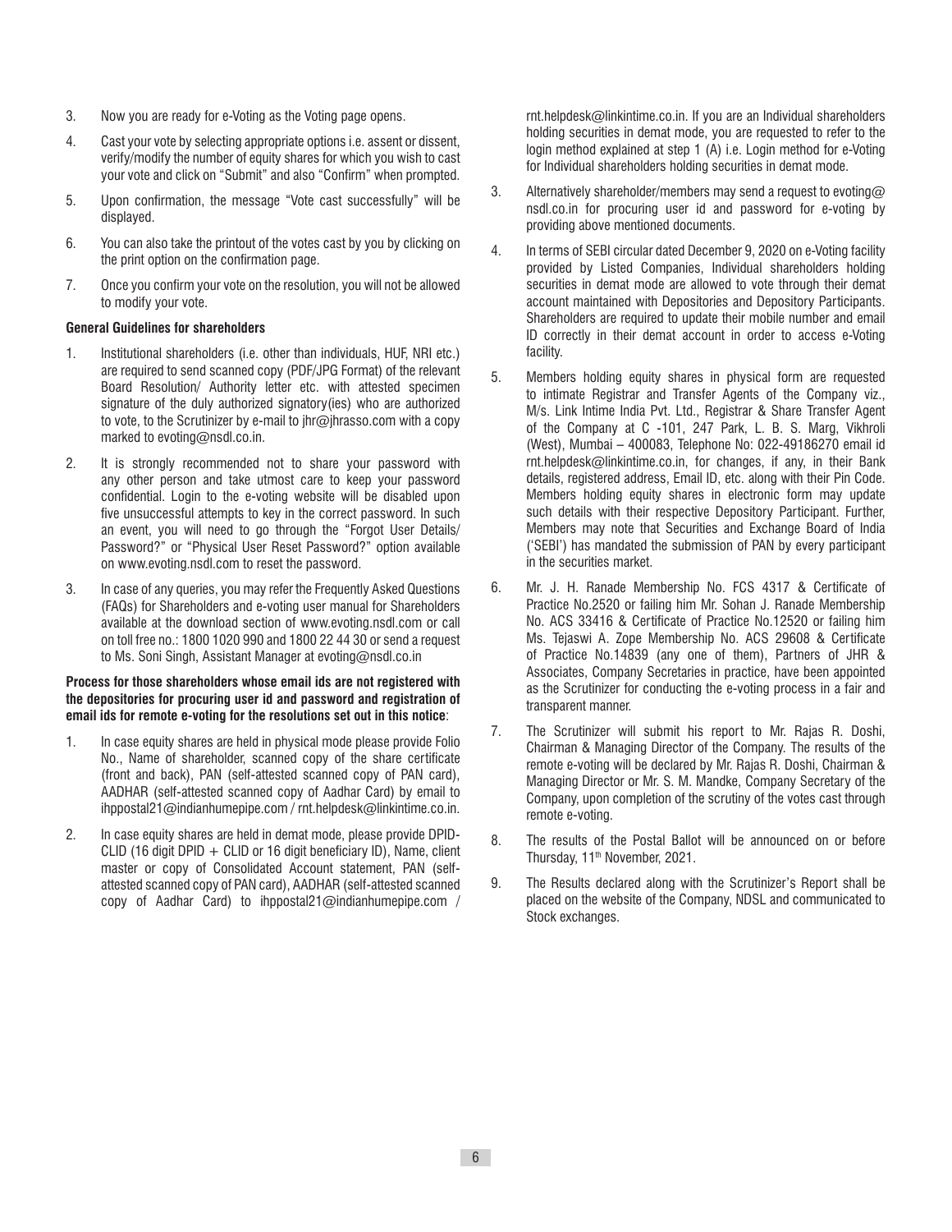3. Now you are ready for e-Voting as the Voting page opens.

4. Cast your vote by selecting appropriate options i.e. assent or dissent, verify/modify the number of equity shares for which you wish to cast your vote and click on "Submit" and also "Confirm" when prompted.

5. Upon confirmation, the message "Vote cast successfully" will be displayed.

6. You can also take the printout of the votes cast by you by clicking on the print option on the confirmation page.

7. Once you confirm your vote on the resolution, you will not be allowed to modify your vote.

**General Guidelines for shareholders**

1. Institutional shareholders (i.e. other than individuals, HUF, NRI etc.) are required to send scanned copy (PDF/JPG Format) of the relevant Board Resolution/ Authority letter etc. with attested specimen signature of the duly authorized signatory(ies) who are authorized to vote, to the Scrutinizer by e-mail to jhr@jhrasso.com with a copy marked to evoting@nsdl.co.in.

2. It is strongly recommended not to share your password with any other person and take utmost care to keep your password confidential. Login to the e-voting website will be disabled upon five unsuccessful attempts to key in the correct password. In such an event, you will need to go through the "Forgot User Details/ Password?" or "Physical User Reset Password?" option available on www.evoting.nsdl.com to reset the password.

3. In case of any queries, you may refer the Frequently Asked Questions (FAQs) for Shareholders and e-voting user manual for Shareholders available at the download section of www.evoting.nsdl.com or call on toll free no.: 1800 1020 990 and 1800 22 44 30 or send a request to Ms. Soni Singh, Assistant Manager at evoting@nsdl.co.in

**Process for those shareholders whose email ids are not registered with the depositories for procuring user id and password and registration of email ids for remote e-voting for the resolutions set out in this notice**:

1. In case equity shares are held in physical mode please provide Folio No., Name of shareholder, scanned copy of the share certificate (front and back), PAN (self-attested scanned copy of PAN card), AADHAR (self-attested scanned copy of Aadhar Card) by email to ihppostal21@indianhumepipe.com / rnt.helpdesk@linkintime.co.in.

2. In case equity shares are held in demat mode, please provide DPID-CLID (16 digit DPID + CLID or 16 digit beneficiary ID), Name, client master or copy of Consolidated Account statement, PAN (self-attested scanned copy of PAN card), AADHAR (self-attested scanned copy of Aadhar Card) to ihppostal21@indianhumepipe.com / rnt.helpdesk@linkintime.co.in. If you are an Individual shareholders holding securities in demat mode, you are requested to refer to the login method explained at step 1 (A) i.e. Login method for e-Voting for Individual shareholders holding securities in demat mode.

3. Alternatively shareholder/members may send a request to evoting@nsdl.co.in for procuring user id and password for e-voting by providing above mentioned documents.

4. In terms of SEBI circular dated December 9, 2020 on e-Voting facility provided by Listed Companies, Individual shareholders holding securities in demat mode are allowed to vote through their demat account maintained with Depositories and Depository Participants. Shareholders are required to update their mobile number and email ID correctly in their demat account in order to access e-Voting facility.

5. Members holding equity shares in physical form are requested to intimate Registrar and Transfer Agents of the Company viz., M/s. Link Intime India Pvt. Ltd., Registrar & Share Transfer Agent of the Company at C -101, 247 Park, L. B. S. Marg, Vikhroli (West), Mumbai – 400083, Telephone No: 022-49186270 email id rnt.helpdesk@linkintime.co.in, for changes, if any, in their Bank details, registered address, Email ID, etc. along with their Pin Code. Members holding equity shares in electronic form may update such details with their respective Depository Participant. Further, Members may note that Securities and Exchange Board of India ('SEBI') has mandated the submission of PAN by every participant in the securities market.

6. Mr. J. H. Ranade Membership No. FCS 4317 & Certificate of Practice No.2520 or failing him Mr. Sohan J. Ranade Membership No. ACS 33416 & Certificate of Practice No.12520 or failing him Ms. Tejaswi A. Zope Membership No. ACS 29608 & Certificate of Practice No.14839 (any one of them), Partners of JHR & Associates, Company Secretaries in practice, have been appointed as the Scrutinizer for conducting the e-voting process in a fair and transparent manner.

7. The Scrutinizer will submit his report to Mr. Rajas R. Doshi, Chairman & Managing Director of the Company. The results of the remote e-voting will be declared by Mr. Rajas R. Doshi, Chairman & Managing Director or Mr. S. M. Mandke, Company Secretary of the Company, upon completion of the scrutiny of the votes cast through remote e-voting.

8. The results of the Postal Ballot will be announced on or before Thursday, 11th November, 2021.

9. The Results declared along with the Scrutinizer's Report shall be placed on the website of the Company, NDSL and communicated to Stock exchanges.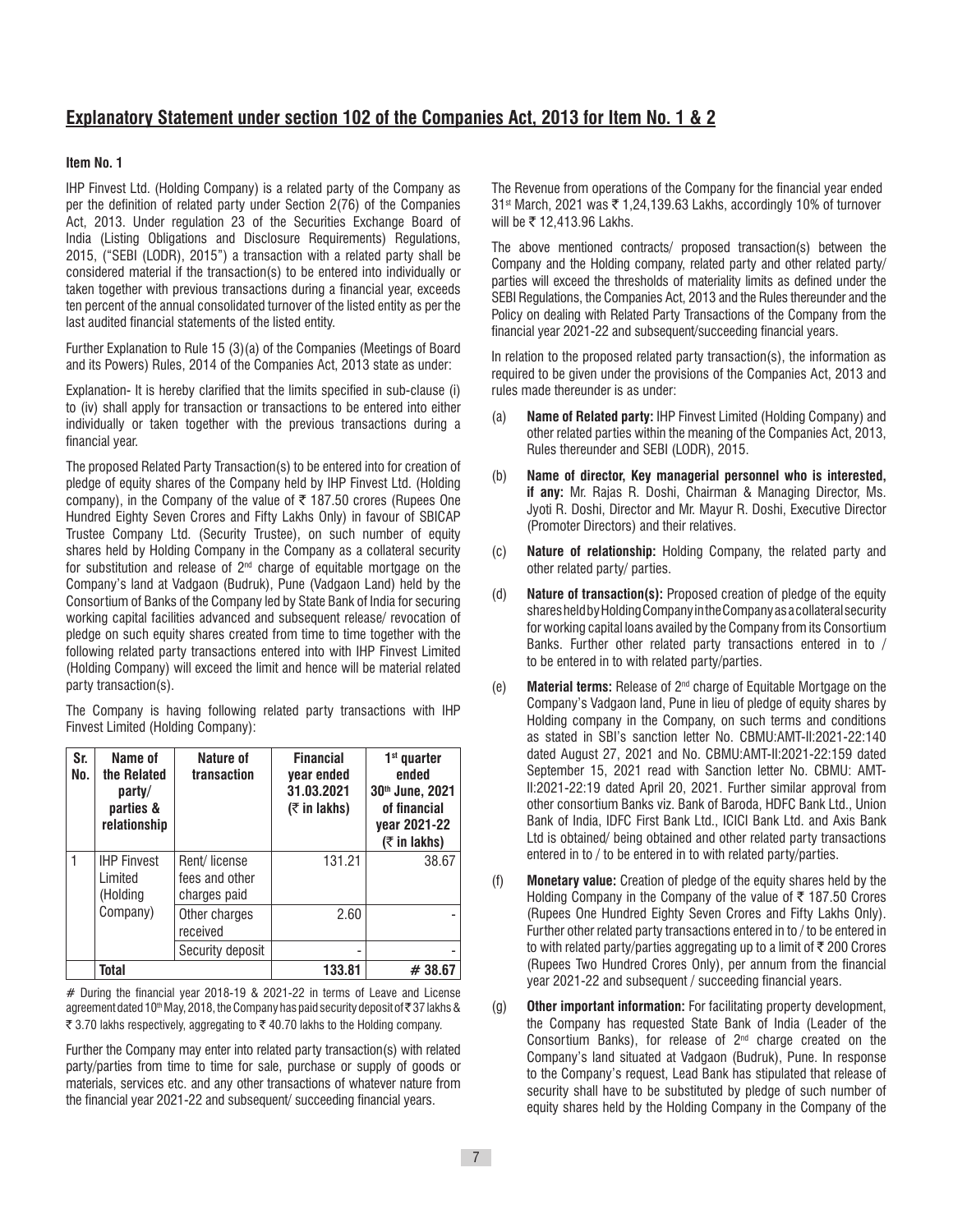## Explanatory Statement under section 102 of the Companies Act, 2013 for Item No. 1 & 2

**Item No. 1**

IHP Finvest Ltd. (Holding Company) is a related party of the Company as per the definition of related party under Section 2(76) of the Companies Act, 2013. Under regulation 23 of the Securities Exchange Board of India (Listing Obligations and Disclosure Requirements) Regulations, 2015, ("SEBI (LODR), 2015") a transaction with a related party shall be considered material if the transaction(s) to be entered into individually or taken together with previous transactions during a financial year, exceeds ten percent of the annual consolidated turnover of the listed entity as per the last audited financial statements of the listed entity.

Further Explanation to Rule 15 (3)(a) of the Companies (Meetings of Board and its Powers) Rules, 2014 of the Companies Act, 2013 state as under:

Explanation- It is hereby clarified that the limits specified in sub-clause (i) to (iv) shall apply for transaction or transactions to be entered into either individually or taken together with the previous transactions during a financial year.

The proposed Related Party Transaction(s) to be entered into for creation of pledge of equity shares of the Company held by IHP Finvest Ltd. (Holding company), in the Company of the value of ₹ 187.50 crores (Rupees One Hundred Eighty Seven Crores and Fifty Lakhs Only) in favour of SBICAP Trustee Company Ltd. (Security Trustee), on such number of equity shares held by Holding Company in the Company as a collateral security for substitution and release of 2nd charge of equitable mortgage on the Company's land at Vadgaon (Budruk), Pune (Vadgaon Land) held by the Consortium of Banks of the Company led by State Bank of India for securing working capital facilities advanced and subsequent release/ revocation of pledge on such equity shares created from time to time together with the following related party transactions entered into with IHP Finvest Limited (Holding Company) will exceed the limit and hence will be material related party transaction(s).

The Company is having following related party transactions with IHP Finvest Limited (Holding Company):

| Sr. No. | Name of the Related party/ parties & relationship | Nature of transaction | Financial year ended 31.03.2021 (₹ in lakhs) | 1st quarter ended 30th June, 2021 of financial year 2021-22 (₹ in lakhs) |
|---|---|---|---|---|
| 1 | IHP Finvest Limited (Holding Company) | Rent/ license fees and other charges paid | 131.21 | 38.67 |
| | | Other charges received | 2.60 | - |
| | | Security deposit | - | - |
| | **Total** | | **133.81** | **# 38.67** |

# During the financial year 2018-19 & 2021-22 in terms of Leave and License agreement dated 10th May, 2018, the Company has paid security deposit of ₹ 37 lakhs & ₹ 3.70 lakhs respectively, aggregating to ₹ 40.70 lakhs to the Holding company.

Further the Company may enter into related party transaction(s) with related party/parties from time to time for sale, purchase or supply of goods or materials, services etc. and any other transactions of whatever nature from the financial year 2021-22 and subsequent/ succeeding financial years.

The Revenue from operations of the Company for the financial year ended 31st March, 2021 was ₹ 1,24,139.63 Lakhs, accordingly 10% of turnover will be ₹ 12,413.96 Lakhs.

The above mentioned contracts/ proposed transaction(s) between the Company and the Holding company, related party and other related party/ parties will exceed the thresholds of materiality limits as defined under the SEBI Regulations, the Companies Act, 2013 and the Rules thereunder and the Policy on dealing with Related Party Transactions of the Company from the financial year 2021-22 and subsequent/succeeding financial years.

In relation to the proposed related party transaction(s), the information as required to be given under the provisions of the Companies Act, 2013 and rules made thereunder is as under:

(a) **Name of Related party:** IHP Finvest Limited (Holding Company) and other related parties within the meaning of the Companies Act, 2013, Rules thereunder and SEBI (LODR), 2015.

(b) **Name of director, Key managerial personnel who is interested, if any:** Mr. Rajas R. Doshi, Chairman & Managing Director, Ms. Jyoti R. Doshi, Director and Mr. Mayur R. Doshi, Executive Director (Promoter Directors) and their relatives.

(c) **Nature of relationship:** Holding Company, the related party and other related party/ parties.

(d) **Nature of transaction(s):** Proposed creation of pledge of the equity shares held by Holding Company in the Company as a collateral security for working capital loans availed by the Company from its Consortium Banks. Further other related party transactions entered in to / to be entered in to with related party/parties.

(e) **Material terms:** Release of 2nd charge of Equitable Mortgage on the Company's Vadgaon land, Pune in lieu of pledge of equity shares by Holding company in the Company, on such terms and conditions as stated in SBI's sanction letter No. CBMU:AMT-II:2021-22:140 dated August 27, 2021 and No. CBMU:AMT-II:2021-22:159 dated September 15, 2021 read with Sanction letter No. CBMU: AMT-II:2021-22:19 dated April 20, 2021. Further similar approval from other consortium Banks viz. Bank of Baroda, HDFC Bank Ltd., Union Bank of India, IDFC First Bank Ltd., ICICI Bank Ltd. and Axis Bank Ltd is obtained/ being obtained and other related party transactions entered in to / to be entered in to with related party/parties.

(f) **Monetary value:** Creation of pledge of the equity shares held by the Holding Company in the Company of the value of ₹ 187.50 Crores (Rupees One Hundred Eighty Seven Crores and Fifty Lakhs Only). Further other related party transactions entered in to / to be entered in to with related party/parties aggregating up to a limit of ₹ 200 Crores (Rupees Two Hundred Crores Only), per annum from the financial year 2021-22 and subsequent / succeeding financial years.

(g) **Other important information:** For facilitating property development, the Company has requested State Bank of India (Leader of the Consortium Banks), for release of 2nd charge created on the Company's land situated at Vadgaon (Budruk), Pune. In response to the Company's request, Lead Bank has stipulated that release of security shall have to be substituted by pledge of such number of equity shares held by the Holding Company in the Company of the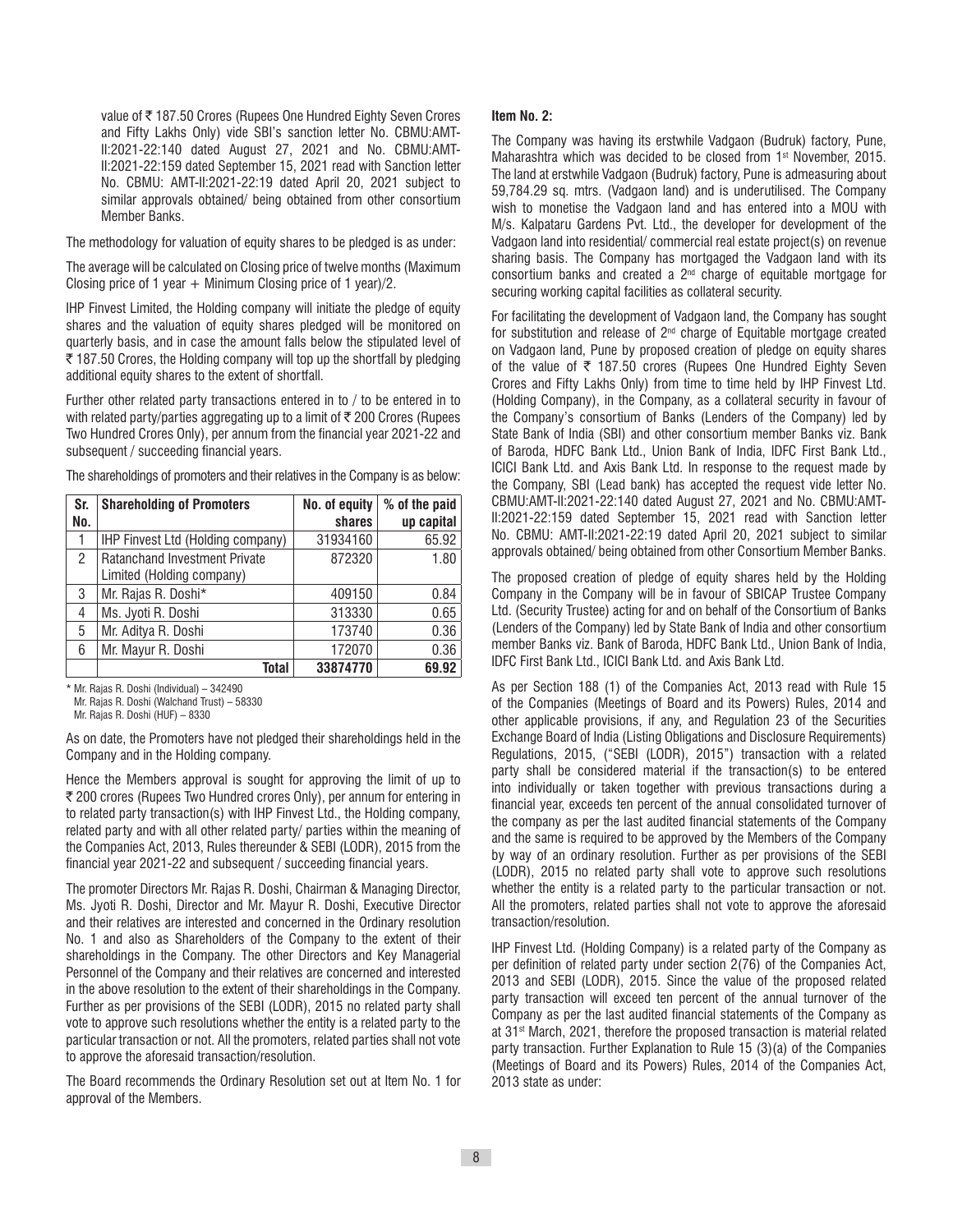value of ₹ 187.50 Crores (Rupees One Hundred Eighty Seven Crores and Fifty Lakhs Only) vide SBI's sanction letter No. CBMU:AMT-II:2021-22:140 dated August 27, 2021 and No. CBMU:AMT-II:2021-22:159 dated September 15, 2021 read with Sanction letter No. CBMU: AMT-II:2021-22:19 dated April 20, 2021 subject to similar approvals obtained/ being obtained from other consortium Member Banks.

The methodology for valuation of equity shares to be pledged is as under:

The average will be calculated on Closing price of twelve months (Maximum Closing price of 1 year + Minimum Closing price of 1 year)/2.

IHP Finvest Limited, the Holding company will initiate the pledge of equity shares and the valuation of equity shares pledged will be monitored on quarterly basis, and in case the amount falls below the stipulated level of ₹ 187.50 Crores, the Holding company will top up the shortfall by pledging additional equity shares to the extent of shortfall.

Further other related party transactions entered in to / to be entered in to with related party/parties aggregating up to a limit of ₹ 200 Crores (Rupees Two Hundred Crores Only), per annum from the financial year 2021-22 and subsequent / succeeding financial years.

The shareholdings of promoters and their relatives in the Company is as below:

| Sr. No. | Shareholding of Promoters | No. of equity shares | % of the paid up capital |
|---|---|---|---|
| 1 | IHP Finvest Ltd (Holding company) | 31934160 | 65.92 |
| 2 | Ratanchand Investment Private Limited (Holding company) | 872320 | 1.80 |
| 3 | Mr. Rajas R. Doshi* | 409150 | 0.84 |
| 4 | Ms. Jyoti R. Doshi | 313330 | 0.65 |
| 5 | Mr. Aditya R. Doshi | 173740 | 0.36 |
| 6 | Mr. Mayur R. Doshi | 172070 | 0.36 |
| | **Total** | **33874770** | **69.92** |

* Mr. Rajas R. Doshi (Individual) – 342490
Mr. Rajas R. Doshi (Walchand Trust) – 58330
Mr. Rajas R. Doshi (HUF) – 8330

As on date, the Promoters have not pledged their shareholdings held in the Company and in the Holding company.

Hence the Members approval is sought for approving the limit of up to ₹ 200 crores (Rupees Two Hundred crores Only), per annum for entering in to related party transaction(s) with IHP Finvest Ltd., the Holding company, related party and with all other related party/ parties within the meaning of the Companies Act, 2013, Rules thereunder & SEBI (LODR), 2015 from the financial year 2021-22 and subsequent / succeeding financial years.

The promoter Directors Mr. Rajas R. Doshi, Chairman & Managing Director, Ms. Jyoti R. Doshi, Director and Mr. Mayur R. Doshi, Executive Director and their relatives are interested and concerned in the Ordinary resolution No. 1 and also as Shareholders of the Company to the extent of their shareholdings in the Company. The other Directors and Key Managerial Personnel of the Company and their relatives are concerned and interested in the above resolution to the extent of their shareholdings in the Company. Further as per provisions of the SEBI (LODR), 2015 no related party shall vote to approve such resolutions whether the entity is a related party to the particular transaction or not. All the promoters, related parties shall not vote to approve the aforesaid transaction/resolution.

The Board recommends the Ordinary Resolution set out at Item No. 1 for approval of the Members.

**Item No. 2:**

The Company was having its erstwhile Vadgaon (Budruk) factory, Pune, Maharashtra which was decided to be closed from 1st November, 2015. The land at erstwhile Vadgaon (Budruk) factory, Pune is admeasuring about 59,784.29 sq. mtrs. (Vadgaon land) and is underutilised. The Company wish to monetise the Vadgaon land and has entered into a MOU with M/s. Kalpataru Gardens Pvt. Ltd., the developer for development of the Vadgaon land into residential/ commercial real estate project(s) on revenue sharing basis. The Company has mortgaged the Vadgaon land with its consortium banks and created a 2nd charge of equitable mortgage for securing working capital facilities as collateral security.

For facilitating the development of Vadgaon land, the Company has sought for substitution and release of 2nd charge of Equitable mortgage created on Vadgaon land, Pune by proposed creation of pledge on equity shares of the value of ₹ 187.50 crores (Rupees One Hundred Eighty Seven Crores and Fifty Lakhs Only) from time to time held by IHP Finvest Ltd. (Holding Company), in the Company, as a collateral security in favour of the Company's consortium of Banks (Lenders of the Company) led by State Bank of India (SBI) and other consortium member Banks viz. Bank of Baroda, HDFC Bank Ltd., Union Bank of India, IDFC First Bank Ltd., ICICI Bank Ltd. and Axis Bank Ltd. In response to the request made by the Company, SBI (Lead bank) has accepted the request vide letter No. CBMU:AMT-II:2021-22:140 dated August 27, 2021 and No. CBMU:AMT-II:2021-22:159 dated September 15, 2021 read with Sanction letter No. CBMU: AMT-II:2021-22:19 dated April 20, 2021 subject to similar approvals obtained/ being obtained from other Consortium Member Banks.

The proposed creation of pledge of equity shares held by the Holding Company in the Company will be in favour of SBICAP Trustee Company Ltd. (Security Trustee) acting for and on behalf of the Consortium of Banks (Lenders of the Company) led by State Bank of India and other consortium member Banks viz. Bank of Baroda, HDFC Bank Ltd., Union Bank of India, IDFC First Bank Ltd., ICICI Bank Ltd. and Axis Bank Ltd.

As per Section 188 (1) of the Companies Act, 2013 read with Rule 15 of the Companies (Meetings of Board and its Powers) Rules, 2014 and other applicable provisions, if any, and Regulation 23 of the Securities Exchange Board of India (Listing Obligations and Disclosure Requirements) Regulations, 2015, ("SEBI (LODR, 2015") transaction with a related party shall be considered material if the transaction(s) to be entered into individually or taken together with previous transactions during a financial year, exceeds ten percent of the annual consolidated turnover of the company as per the last audited financial statements of the Company and the same is required to be approved by the Members of the Company by way of an ordinary resolution. Further as per provisions of the SEBI (LODR), 2015 no related party shall vote to approve such resolutions whether the entity is a related party to the particular transaction or not. All the promoters, related parties shall not vote to approve the aforesaid transaction/resolution.

IHP Finvest Ltd. (Holding Company) is a related party of the Company as per definition of related party under section 2(76) of the Companies Act, 2013 and SEBI (LODR), 2015. Since the value of the proposed related party transaction will exceed ten percent of the annual turnover of the Company as per the last audited financial statements of the Company as at 31st March, 2021, therefore the proposed transaction is material related party transaction. Further Explanation to Rule 15 (3)(a) of the Companies (Meetings of Board and its Powers) Rules, 2014 of the Companies Act, 2013 state as under: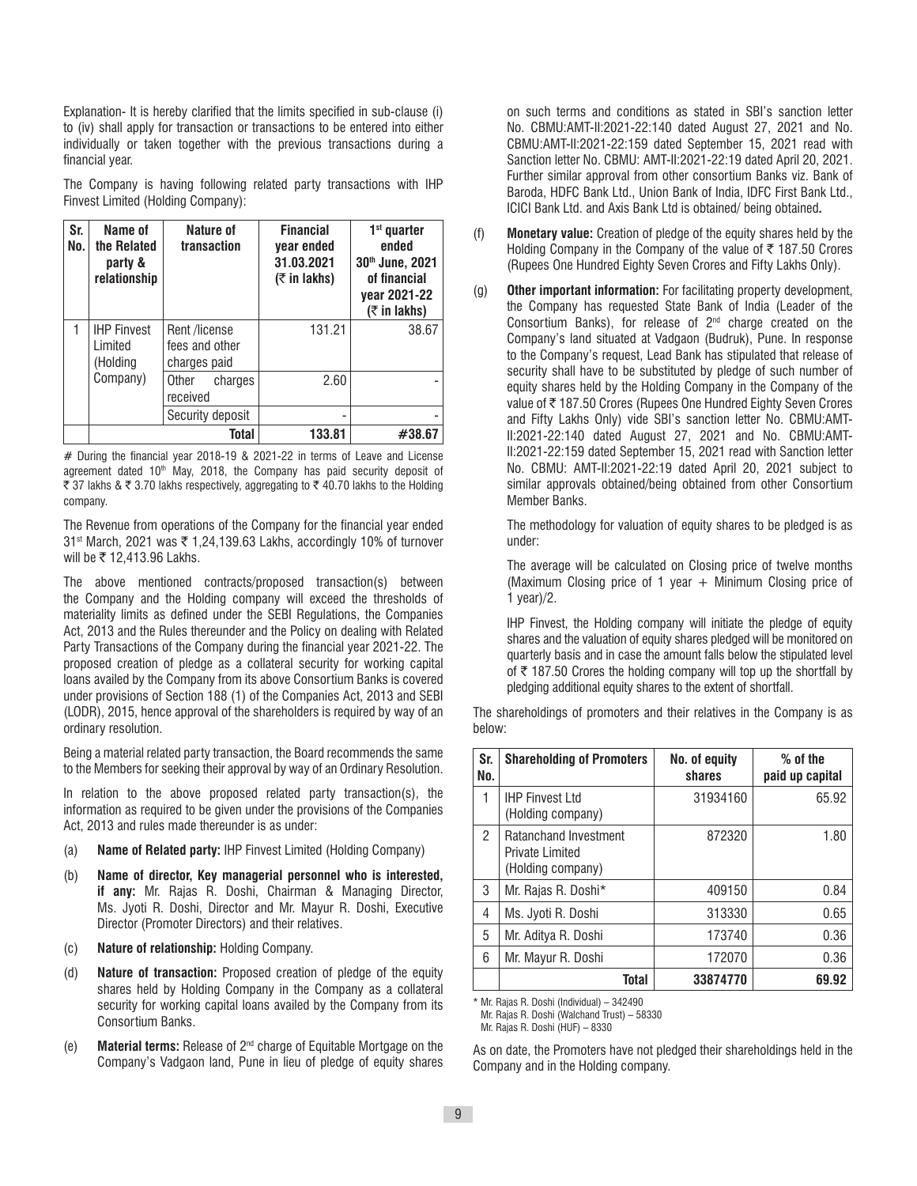Explanation- It is hereby clarified that the limits specified in sub-clause (i) to (iv) shall apply for transaction or transactions to be entered into either individually or taken together with the previous transactions during a financial year.

The Company is having following related party transactions with IHP Finvest Limited (Holding Company):

| Sr. No. | Name of the Related party & relationship | Nature of transaction | Financial year ended 31.03.2021 (₹ in lakhs) | 1st quarter ended 30th June, 2021 of financial year 2021-22 (₹ in lakhs) |
|---|---|---|---|---|
| 1 | IHP Finvest Limited (Holding Company) | Rent /license fees and other charges paid | 131.21 | 38.67 |
| | | Other charges received | 2.60 | - |
| | | Security deposit | - | - |
| | | **Total** | **133.81** | **#38.67** |

# During the financial year 2018-19 & 2021-22 in terms of Leave and License agreement dated 10th May, 2018, the Company has paid security deposit of ₹ 37 lakhs & ₹ 3.70 lakhs respectively, aggregating to ₹ 40.70 lakhs to the Holding company.

The Revenue from operations of the Company for the financial year ended 31st March, 2021 was ₹ 1,24,139.63 Lakhs, accordingly 10% of turnover will be ₹ 12,413.96 Lakhs.

The above mentioned contracts/proposed transaction(s) between the Company and the Holding company will exceed the thresholds of materiality limits as defined under the SEBI Regulations, the Companies Act, 2013 and the Rules thereunder and the Policy on dealing with Related Party Transactions of the Company during the financial year 2021-22. The proposed creation of pledge as a collateral security for working capital loans availed by the Company from its above Consortium Banks is covered under provisions of Section 188 (1) of the Companies Act, 2013 and SEBI (LODR), 2015, hence approval of the shareholders is required by way of an ordinary resolution.

Being a material related party transaction, the Board recommends the same to the Members for seeking their approval by way of an Ordinary Resolution.

In relation to the above proposed related party transaction(s), the information as required to be given under the provisions of the Companies Act, 2013 and rules made thereunder is as under:

(a) **Name of Related party:** IHP Finvest Limited (Holding Company)

(b) **Name of director, Key managerial personnel who is interested, if any:** Mr. Rajas R. Doshi, Chairman & Managing Director, Ms. Jyoti R. Doshi, Director and Mr. Mayur R. Doshi, Executive Director (Promoter Directors) and their relatives.

(c) **Nature of relationship:** Holding Company.

(d) **Nature of transaction:** Proposed creation of pledge of the equity shares held by Holding Company in the Company as a collateral security for working capital loans availed by the Company from its Consortium Banks.

(e) **Material terms:** Release of 2nd charge of Equitable Mortgage on the Company's Vadgaon land, Pune in lieu of pledge of equity shares on such terms and conditions as stated in SBI's sanction letter No. CBMU:AMT-II:2021-22:140 dated August 27, 2021 and No. CBMU:AMT-II:2021-22:159 dated September 15, 2021 read with Sanction letter No. CBMU: AMT-II:2021-22:19 dated April 20, 2021. Further similar approval from other consortium Banks viz. Bank of Baroda, HDFC Bank Ltd., Union Bank of India, IDFC First Bank Ltd., ICICI Bank Ltd. and Axis Bank Ltd is obtained/ being obtained**.**

(f) **Monetary value:** Creation of pledge of the equity shares held by the Holding Company in the Company of the value of ₹ 187.50 Crores (Rupees One Hundred Eighty Seven Crores and Fifty Lakhs Only).

(g) **Other important information:** For facilitating property development, the Company has requested State Bank of India (Leader of the Consortium Banks), for release of 2nd charge created on the Company's land situated at Vadgaon (Budruk), Pune. In response to the Company's request, Lead Bank has stipulated that release of security shall have to be substituted by pledge of such number of equity shares held by the Holding Company in the Company of the value of ₹ 187.50 Crores (Rupees One Hundred Eighty Seven Crores and Fifty Lakhs Only) vide SBI's sanction letter No. CBMU:AMT-II:2021-22:140 dated August 27, 2021 and No. CBMU:AMT-II:2021-22:159 dated September 15, 2021 read with Sanction letter No. CBMU: AMT-II:2021-22:19 dated April 20, 2021 subject to similar approvals obtained/being obtained from other Consortium Member Banks.

The methodology for valuation of equity shares to be pledged is as under:

The average will be calculated on Closing price of twelve months (Maximum Closing price of 1 year + Minimum Closing price of 1 year)/2.

IHP Finvest, the Holding company will initiate the pledge of equity shares and the valuation of equity shares pledged will be monitored on quarterly basis and in case the amount falls below the stipulated level of ₹ 187.50 Crores the holding company will top up the shortfall by pledging additional equity shares to the extent of shortfall.

The shareholdings of promoters and their relatives in the Company is as below:

| Sr. No. | Shareholding of Promoters | No. of equity shares | % of the paid up capital |
|---|---|---|---|
| 1 | IHP Finvest Ltd (Holding company) | 31934160 | 65.92 |
| 2 | Ratanchand Investment Private Limited (Holding company) | 872320 | 1.80 |
| 3 | Mr. Rajas R. Doshi* | 409150 | 0.84 |
| 4 | Ms. Jyoti R. Doshi | 313330 | 0.65 |
| 5 | Mr. Aditya R. Doshi | 173740 | 0.36 |
| 6 | Mr. Mayur R. Doshi | 172070 | 0.36 |
| | **Total** | **33874770** | **69.92** |

\* Mr. Rajas R. Doshi (Individual) – 342490
Mr. Rajas R. Doshi (Walchand Trust) – 58330
Mr. Rajas R. Doshi (HUF) – 8330

As on date, the Promoters have not pledged their shareholdings held in the Company and in the Holding company.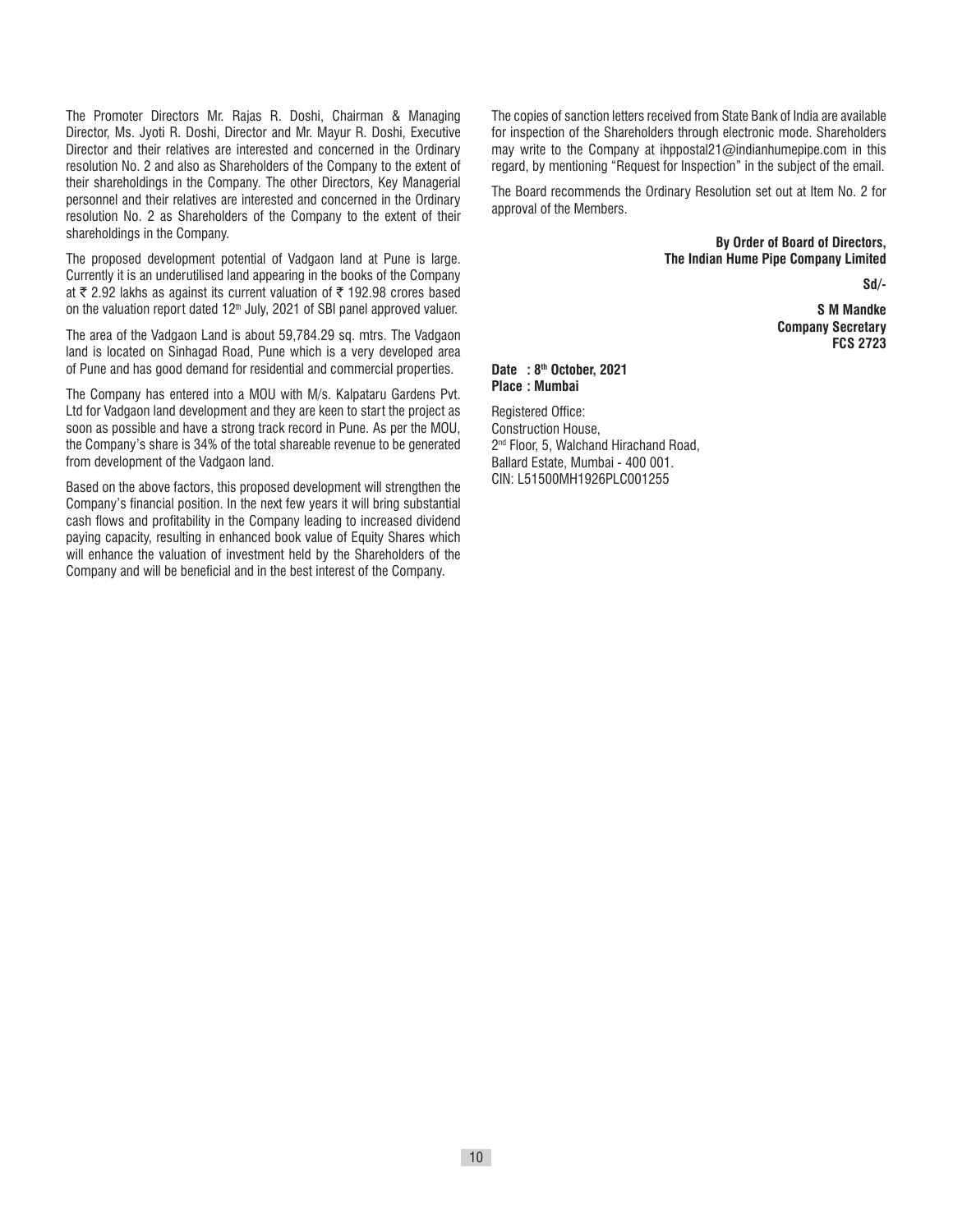The Promoter Directors Mr. Rajas R. Doshi, Chairman & Managing Director, Ms. Jyoti R. Doshi, Director and Mr. Mayur R. Doshi, Executive Director and their relatives are interested and concerned in the Ordinary resolution No. 2 and also as Shareholders of the Company to the extent of their shareholdings in the Company. The other Directors, Key Managerial personnel and their relatives are interested and concerned in the Ordinary resolution No. 2 as Shareholders of the Company to the extent of their shareholdings in the Company.

The proposed development potential of Vadgaon land at Pune is large. Currently it is an underutilised land appearing in the books of the Company at ₹ 2.92 lakhs as against its current valuation of ₹ 192.98 crores based on the valuation report dated 12th July, 2021 of SBI panel approved valuer.

The area of the Vadgaon Land is about 59,784.29 sq. mtrs. The Vadgaon land is located on Sinhagad Road, Pune which is a very developed area of Pune and has good demand for residential and commercial properties.

The Company has entered into a MOU with M/s. Kalpataru Gardens Pvt. Ltd for Vadgaon land development and they are keen to start the project as soon as possible and have a strong track record in Pune. As per the MOU, the Company's share is 34% of the total shareable revenue to be generated from development of the Vadgaon land.

Based on the above factors, this proposed development will strengthen the Company's financial position. In the next few years it will bring substantial cash flows and profitability in the Company leading to increased dividend paying capacity, resulting in enhanced book value of Equity Shares which will enhance the valuation of investment held by the Shareholders of the Company and will be beneficial and in the best interest of the Company.

The copies of sanction letters received from State Bank of India are available for inspection of the Shareholders through electronic mode. Shareholders may write to the Company at ihppostal21@indianhumepipe.com in this regard, by mentioning "Request for Inspection" in the subject of the email.

The Board recommends the Ordinary Resolution set out at Item No. 2 for approval of the Members.

**By Order of Board of Directors,**
**The Indian Hume Pipe Company Limited**

**Sd/-**

**S M Mandke**
**Company Secretary**
**FCS 2723**

**Date : 8th October, 2021**
**Place : Mumbai**

Registered Office:
Construction House,
2nd Floor, 5, Walchand Hirachand Road,
Ballard Estate, Mumbai - 400 001.
CIN: L51500MH1926PLC001255